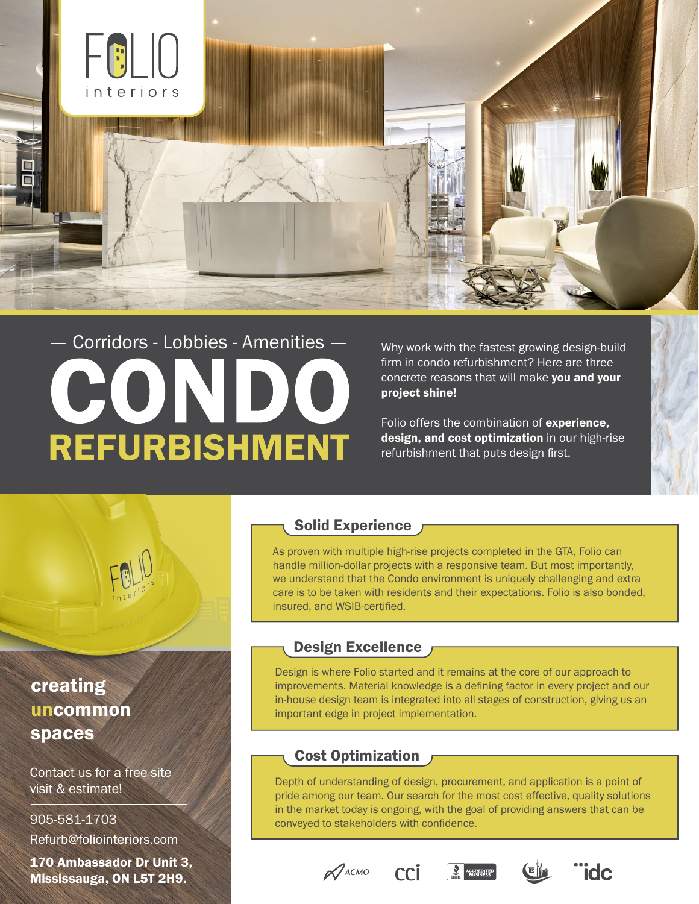FOLIO interiors

— Corridors - Lobbies - Amenities —

# CONDO REFURBISHMENT

Why work with the fastest growing design-build firm in condo refurbishment? Here are three concrete reasons that will make **you and your project shine!**

Folio offers the combination of **experience, design, and cost optimization** in our high-rise refurbishment that puts design first.

## Solid Experience

As proven with multiple high-rise projects completed in the GTA, Folio can handle million-dollar projects with a responsive team. But most importantly, we understand that the Condo environment is uniquely challenging and extra care is to be taken with residents and their expectations. Folio is also bonded, insured, and WSIB-certified.

## Design Excellence

Design is where Folio started and it remains at the core of our approach to improvements. Material knowledge is a defining factor in every project and our in-house design team is integrated into all stages of construction, giving us an important edge in project implementation.

## Cost Optimization

Depth of understanding of design, procurement, and application is a point of pride among our team. Our search for the most cost effective, quality solutions in the market today is ongoing, with the goal of providing answers that can be conveyed to stakeholders with confidence.

**creating uncommon spaces**

Contact us for a free site visit & estimate!

905-581-1703

Refurb@foliointeriors.com

**170 Ambassador Dr Unit 3, Mississauga, ON L5T 2H9.**

ACMO | cci | BBB ACCREDITED BUSINESS | idc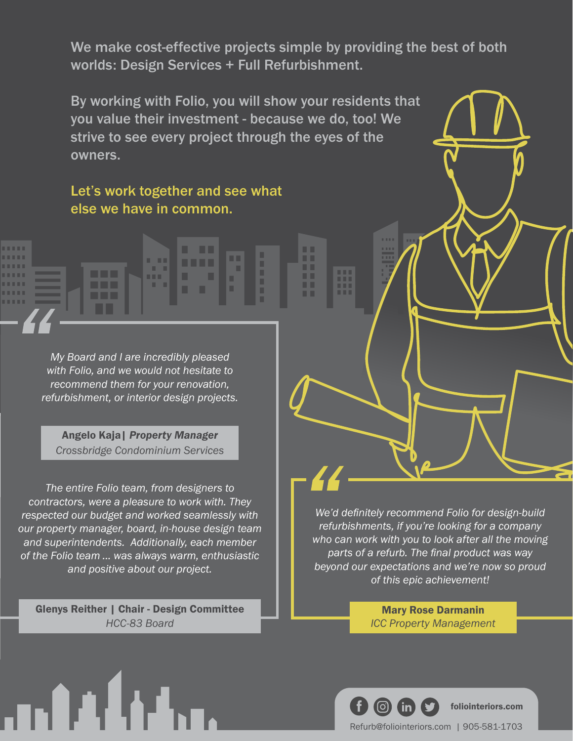We make cost-effective projects simple by providing the best of both worlds: Design Services + Full Refurbishment.

By working with Folio, you will show your residents that you value their investment - because we do, too! We strive to see every project through the eyes of the owners.

**Let's work together and see what else we have in common.**

> *My Board and I are incredibly pleased with Folio, and we would not hesitate to recommend them for your renovation, refurbishment, or interior design projects.*

**Angelo Kaja| *Property Manager***
*Crossbridge Condominium Services*

> *The entire Folio team, from designers to contractors, were a pleasure to work with. They respected our budget and worked seamlessly with our property manager, board, in-house design team and superintendents. Additionally, each member of the Folio team ... was always warm, enthusiastic and positive about our project.*

**Glenys Reither | Chair - Design Committee**
*HCC-83 Board*

> *We'd definitely recommend Folio for design-build refurbishments, if you're looking for a company who can work with you to look after all the moving parts of a refurb. The final product was way beyond our expectations and we're now so proud of this epic achievement!*

**Mary Rose Darmanin**
*ICC Property Management*

**foliointeriors.com**

Refurb@foliointeriors.com | 905-581-1703